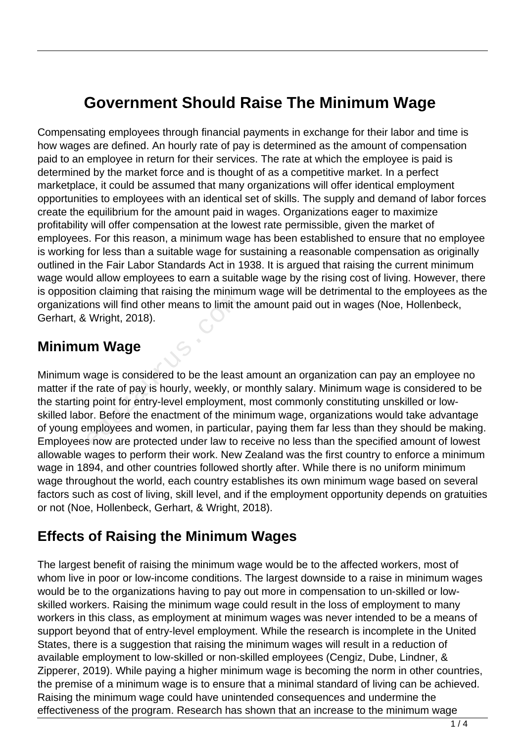# Government Should Raise The Minimum Wage

Compensating employees through financial payments in exchange for their labor and time is how wages are defined. An hourly rate of pay is determined as the amount of compensation paid to an employee in return for their services. The rate at which the employee is paid is determined by the market force and is thought of as a competitive market. In a perfect marketplace, it could be assumed that many organizations will offer identical employment opportunities to employees with an identical set of skills. The supply and demand of labor forces create the equilibrium for the amount paid in wages. Organizations eager to maximize profitability will offer compensation at the lowest rate permissible, given the market of employees. For this reason, a minimum wage has been established to ensure that no employee is working for less than a suitable wage for sustaining a reasonable compensation as originally outlined in the Fair Labor Standards Act in 1938. It is argued that raising the current minimum wage would allow employees to earn a suitable wage by the rising cost of living. However, there is opposition claiming that raising the minimum wage will be detrimental to the employees as the organizations will find other means to limit the amount paid out in wages (Noe, Hollenbeck, Gerhart, & Wright, 2018).

## Minimum Wage

Minimum wage is considered to be the least amount an organization can pay an employee no matter if the rate of pay is hourly, weekly, or monthly salary. Minimum wage is considered to be the starting point for entry-level employment, most commonly constituting unskilled or low-skilled labor. Before the enactment of the minimum wage, organizations would take advantage of young employees and women, in particular, paying them far less than they should be making. Employees now are protected under law to receive no less than the specified amount of lowest allowable wages to perform their work. New Zealand was the first country to enforce a minimum wage in 1894, and other countries followed shortly after. While there is no uniform minimum wage throughout the world, each country establishes its own minimum wage based on several factors such as cost of living, skill level, and if the employment opportunity depends on gratuities or not (Noe, Hollenbeck, Gerhart, & Wright, 2018).

## Effects of Raising the Minimum Wages

The largest benefit of raising the minimum wage would be to the affected workers, most of whom live in poor or low-income conditions. The largest downside to a raise in minimum wages would be to the organizations having to pay out more in compensation to un-skilled or low-skilled workers. Raising the minimum wage could result in the loss of employment to many workers in this class, as employment at minimum wages was never intended to be a means of support beyond that of entry-level employment. While the research is incomplete in the United States, there is a suggestion that raising the minimum wages will result in a reduction of available employment to low-skilled or non-skilled employees (Cengiz, Dube, Lindner, & Zipperer, 2019). While paying a higher minimum wage is becoming the norm in other countries, the premise of a minimum wage is to ensure that a minimal standard of living can be achieved. Raising the minimum wage could have unintended consequences and undermine the effectiveness of the program. Research has shown that an increase to the minimum wage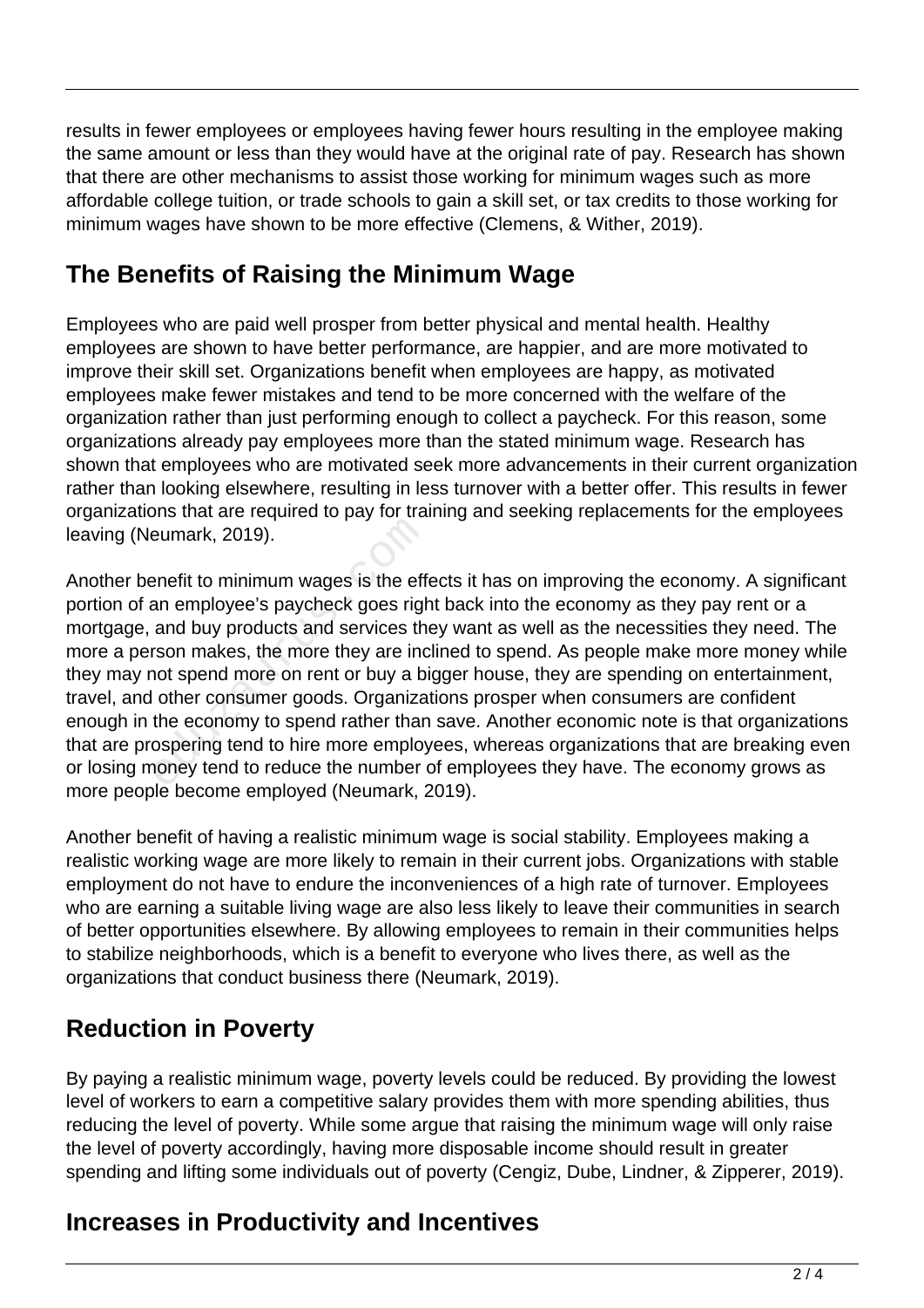results in fewer employees or employees having fewer hours resulting in the employee making the same amount or less than they would have at the original rate of pay. Research has shown that there are other mechanisms to assist those working for minimum wages such as more affordable college tuition, or trade schools to gain a skill set, or tax credits to those working for minimum wages have shown to be more effective (Clemens, & Wither, 2019).

## The Benefits of Raising the Minimum Wage

Employees who are paid well prosper from better physical and mental health. Healthy employees are shown to have better performance, are happier, and are more motivated to improve their skill set. Organizations benefit when employees are happy, as motivated employees make fewer mistakes and tend to be more concerned with the welfare of the organization rather than just performing enough to collect a paycheck. For this reason, some organizations already pay employees more than the stated minimum wage. Research has shown that employees who are motivated seek more advancements in their current organization rather than looking elsewhere, resulting in less turnover with a better offer. This results in fewer organizations that are required to pay for training and seeking replacements for the employees leaving (Neumark, 2019).

Another benefit to minimum wages is the effects it has on improving the economy. A significant portion of an employee's paycheck goes right back into the economy as they pay rent or a mortgage, and buy products and services they want as well as the necessities they need. The more a person makes, the more they are inclined to spend. As people make more money while they may not spend more on rent or buy a bigger house, they are spending on entertainment, travel, and other consumer goods. Organizations prosper when consumers are confident enough in the economy to spend rather than save. Another economic note is that organizations that are prospering tend to hire more employees, whereas organizations that are breaking even or losing money tend to reduce the number of employees they have. The economy grows as more people become employed (Neumark, 2019).

Another benefit of having a realistic minimum wage is social stability. Employees making a realistic working wage are more likely to remain in their current jobs. Organizations with stable employment do not have to endure the inconveniences of a high rate of turnover. Employees who are earning a suitable living wage are also less likely to leave their communities in search of better opportunities elsewhere. By allowing employees to remain in their communities helps to stabilize neighborhoods, which is a benefit to everyone who lives there, as well as the organizations that conduct business there (Neumark, 2019).

## Reduction in Poverty

By paying a realistic minimum wage, poverty levels could be reduced. By providing the lowest level of workers to earn a competitive salary provides them with more spending abilities, thus reducing the level of poverty. While some argue that raising the minimum wage will only raise the level of poverty accordingly, having more disposable income should result in greater spending and lifting some individuals out of poverty (Cengiz, Dube, Lindner, & Zipperer, 2019).

## Increases in Productivity and Incentives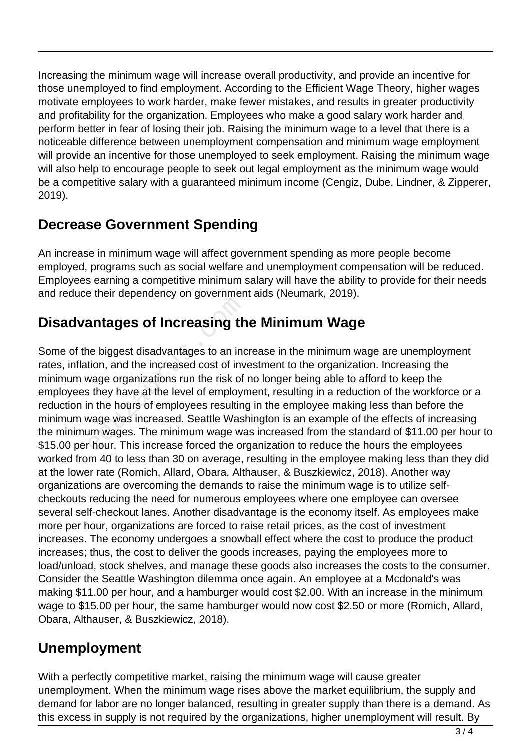Increasing the minimum wage will increase overall productivity, and provide an incentive for those unemployed to find employment. According to the Efficient Wage Theory, higher wages motivate employees to work harder, make fewer mistakes, and results in greater productivity and profitability for the organization. Employees who make a good salary work harder and perform better in fear of losing their job. Raising the minimum wage to a level that there is a noticeable difference between unemployment compensation and minimum wage employment will provide an incentive for those unemployed to seek employment. Raising the minimum wage will also help to encourage people to seek out legal employment as the minimum wage would be a competitive salary with a guaranteed minimum income (Cengiz, Dube, Lindner, & Zipperer, 2019).

## Decrease Government Spending

An increase in minimum wage will affect government spending as more people become employed, programs such as social welfare and unemployment compensation will be reduced. Employees earning a competitive minimum salary will have the ability to provide for their needs and reduce their dependency on government aids (Neumark, 2019).

## Disadvantages of Increasing the Minimum Wage

Some of the biggest disadvantages to an increase in the minimum wage are unemployment rates, inflation, and the increased cost of investment to the organization. Increasing the minimum wage organizations run the risk of no longer being able to afford to keep the employees they have at the level of employment, resulting in a reduction of the workforce or a reduction in the hours of employees resulting in the employee making less than before the minimum wage was increased. Seattle Washington is an example of the effects of increasing the minimum wages. The minimum wage was increased from the standard of $11.00 per hour to $15.00 per hour. This increase forced the organization to reduce the hours the employees worked from 40 to less than 30 on average, resulting in the employee making less than they did at the lower rate (Romich, Allard, Obara, Althauser, & Buszkiewicz, 2018). Another way organizations are overcoming the demands to raise the minimum wage is to utilize self-checkouts reducing the need for numerous employees where one employee can oversee several self-checkout lanes. Another disadvantage is the economy itself. As employees make more per hour, organizations are forced to raise retail prices, as the cost of investment increases. The economy undergoes a snowball effect where the cost to produce the product increases; thus, the cost to deliver the goods increases, paying the employees more to load/unload, stock shelves, and manage these goods also increases the costs to the consumer. Consider the Seattle Washington dilemma once again. An employee at a Mcdonald's was making $11.00 per hour, and a hamburger would cost $2.00. With an increase in the minimum wage to $15.00 per hour, the same hamburger would now cost $2.50 or more (Romich, Allard, Obara, Althauser, & Buszkiewicz, 2018).

## Unemployment

With a perfectly competitive market, raising the minimum wage will cause greater unemployment. When the minimum wage rises above the market equilibrium, the supply and demand for labor are no longer balanced, resulting in greater supply than there is a demand. As this excess in supply is not required by the organizations, higher unemployment will result. By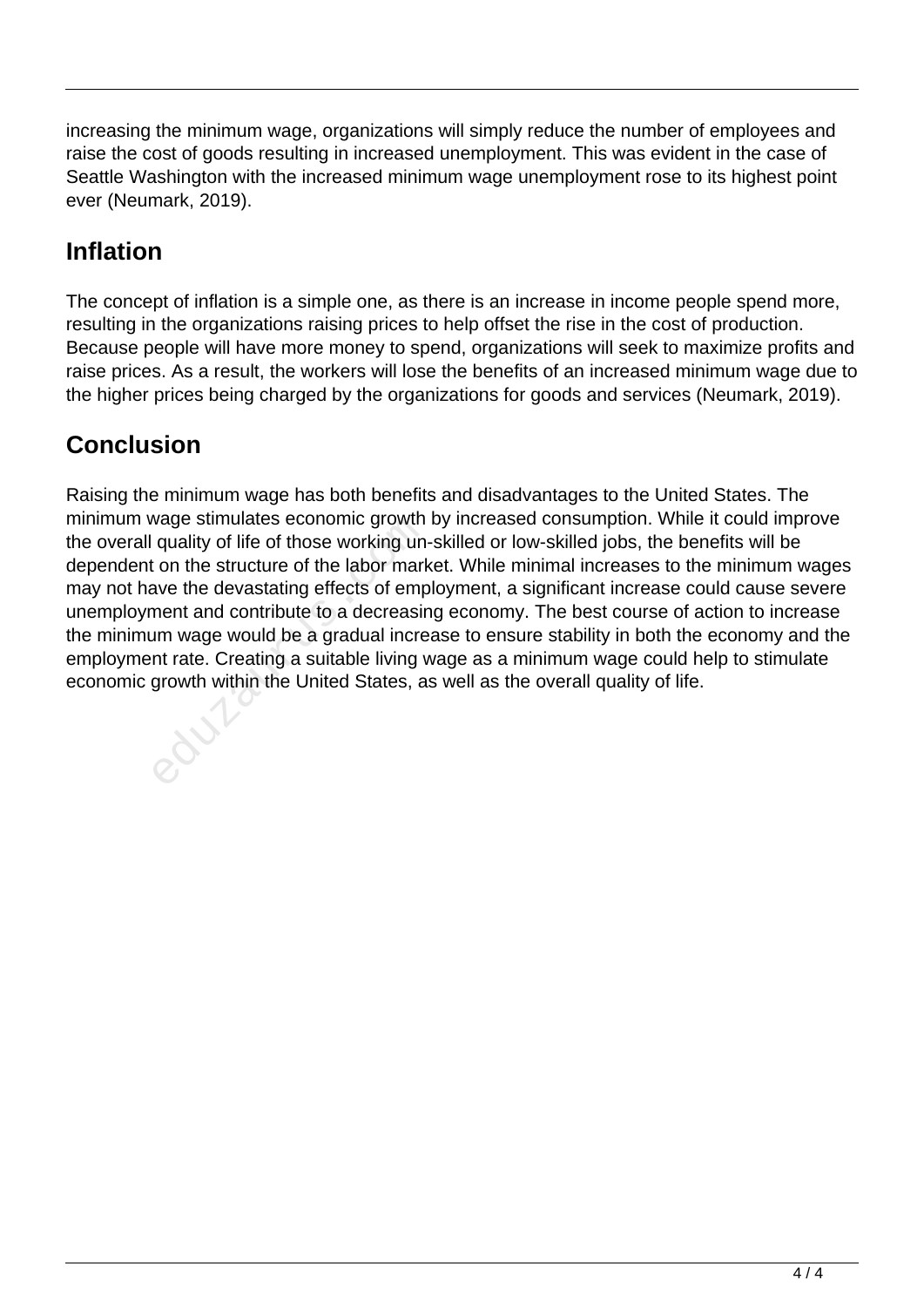increasing the minimum wage, organizations will simply reduce the number of employees and raise the cost of goods resulting in increased unemployment. This was evident in the case of Seattle Washington with the increased minimum wage unemployment rose to its highest point ever (Neumark, 2019).

## Inflation

The concept of inflation is a simple one, as there is an increase in income people spend more, resulting in the organizations raising prices to help offset the rise in the cost of production. Because people will have more money to spend, organizations will seek to maximize profits and raise prices. As a result, the workers will lose the benefits of an increased minimum wage due to the higher prices being charged by the organizations for goods and services (Neumark, 2019).

## Conclusion

Raising the minimum wage has both benefits and disadvantages to the United States. The minimum wage stimulates economic growth by increased consumption. While it could improve the overall quality of life of those working un-skilled or low-skilled jobs, the benefits will be dependent on the structure of the labor market. While minimal increases to the minimum wages may not have the devastating effects of employment, a significant increase could cause severe unemployment and contribute to a decreasing economy. The best course of action to increase the minimum wage would be a gradual increase to ensure stability in both the economy and the employment rate. Creating a suitable living wage as a minimum wage could help to stimulate economic growth within the United States, as well as the overall quality of life.